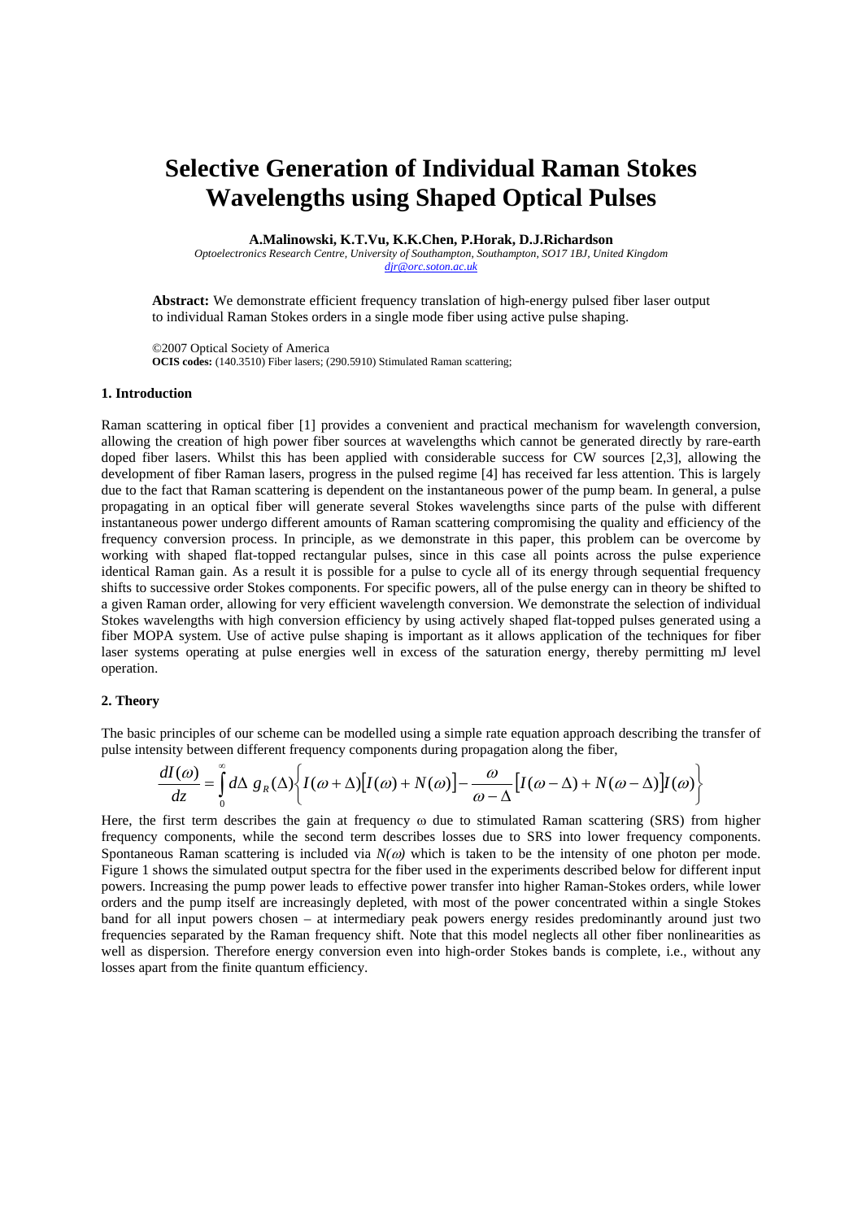# Selective Generation of Individual Raman Stokes Wavelengths using Shaped Optical Pulses

**A.Malinowski, K.T.Vu, K.K.Chen, P.Horak, D.J.Richardson**

*Optoelectronics Research Centre, University of Southampton, Southampton, SO17 1BJ, United Kingdom*

*djr@orc.soton.ac.uk*

**Abstract:** We demonstrate efficient frequency translation of high-energy pulsed fiber laser output to individual Raman Stokes orders in a single mode fiber using active pulse shaping.

©2007 Optical Society of America

**OCIS codes:** (140.3510) Fiber lasers; (290.5910) Stimulated Raman scattering;

### 1. Introduction

Raman scattering in optical fiber [1] provides a convenient and practical mechanism for wavelength conversion, allowing the creation of high power fiber sources at wavelengths which cannot be generated directly by rare-earth doped fiber lasers. Whilst this has been applied with considerable success for CW sources [2,3], allowing the development of fiber Raman lasers, progress in the pulsed regime [4] has received far less attention. This is largely due to the fact that Raman scattering is dependent on the instantaneous power of the pump beam. In general, a pulse propagating in an optical fiber will generate several Stokes wavelengths since parts of the pulse with different instantaneous power undergo different amounts of Raman scattering compromising the quality and efficiency of the frequency conversion process. In principle, as we demonstrate in this paper, this problem can be overcome by working with shaped flat-topped rectangular pulses, since in this case all points across the pulse experience identical Raman gain. As a result it is possible for a pulse to cycle all of its energy through sequential frequency shifts to successive order Stokes components. For specific powers, all of the pulse energy can in theory be shifted to a given Raman order, allowing for very efficient wavelength conversion. We demonstrate the selection of individual Stokes wavelengths with high conversion efficiency by using actively shaped flat-topped pulses generated using a fiber MOPA system. Use of active pulse shaping is important as it allows application of the techniques for fiber laser systems operating at pulse energies well in excess of the saturation energy, thereby permitting mJ level operation.

### 2. Theory

The basic principles of our scheme can be modelled using a simple rate equation approach describing the transfer of pulse intensity between different frequency components during propagation along the fiber,

$$\frac{dI(\omega)}{dz} = \int_0^\infty d\Delta\; g_R(\Delta)\left\{ I(\omega+\Delta)\left[I(\omega)+N(\omega)\right] - \frac{\omega}{\omega-\Delta}\left[I(\omega-\Delta)+N(\omega-\Delta)\right]I(\omega)\right\}$$

Here, the first term describes the gain at frequency $\omega$ due to stimulated Raman scattering (SRS) from higher frequency components, while the second term describes losses due to SRS into lower frequency components. Spontaneous Raman scattering is included via $N(\omega)$ which is taken to be the intensity of one photon per mode. Figure 1 shows the simulated output spectra for the fiber used in the experiments described below for different input powers. Increasing the pump power leads to effective power transfer into higher Raman-Stokes orders, while lower orders and the pump itself are increasingly depleted, with most of the power concentrated within a single Stokes band for all input powers chosen – at intermediary peak powers energy resides predominantly around just two frequencies separated by the Raman frequency shift. Note that this model neglects all other fiber nonlinearities as well as dispersion. Therefore energy conversion even into high-order Stokes bands is complete, i.e., without any losses apart from the finite quantum efficiency.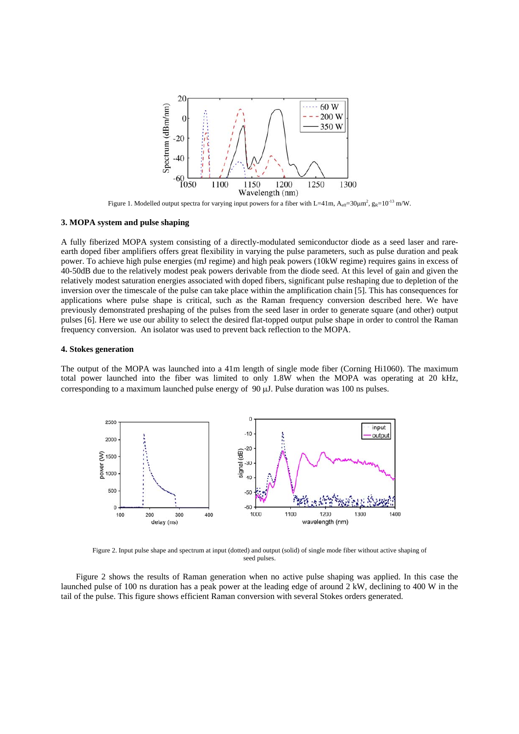Figure 1. Modelled output spectra for varying input powers for a fiber with L=41m, $A_{eff}$=30μm$^2$, $g_R$=$10^{-13}$ m/W.

### 3. MOPA system and pulse shaping

A fully fiberized MOPA system consisting of a directly-modulated semiconductor diode as a seed laser and rare-earth doped fiber amplifiers offers great flexibility in varying the pulse parameters, such as pulse duration and peak power. To achieve high pulse energies (mJ regime) and high peak powers (10kW regime) requires gains in excess of 40-50dB due to the relatively modest peak powers derivable from the diode seed. At this level of gain and given the relatively modest saturation energies associated with doped fibers, significant pulse reshaping due to depletion of the inversion over the timescale of the pulse can take place within the amplification chain [5]. This has consequences for applications where pulse shape is critical, such as the Raman frequency conversion described here. We have previously demonstrated preshaping of the pulses from the seed laser in order to generate square (and other) output pulses [6]. Here we use our ability to select the desired flat-topped output pulse shape in order to control the Raman frequency conversion. An isolator was used to prevent back reflection to the MOPA.

### 4. Stokes generation

The output of the MOPA was launched into a 41m length of single mode fiber (Corning Hi1060). The maximum total power launched into the fiber was limited to only 1.8W when the MOPA was operating at 20 kHz, corresponding to a maximum launched pulse energy of 90 μJ. Pulse duration was 100 ns pulses.

Figure 2. Input pulse shape and spectrum at input (dotted) and output (solid) of single mode fiber without active shaping of seed pulses.

Figure 2 shows the results of Raman generation when no active pulse shaping was applied. In this case the launched pulse of 100 ns duration has a peak power at the leading edge of around 2 kW, declining to 400 W in the tail of the pulse. This figure shows efficient Raman conversion with several Stokes orders generated.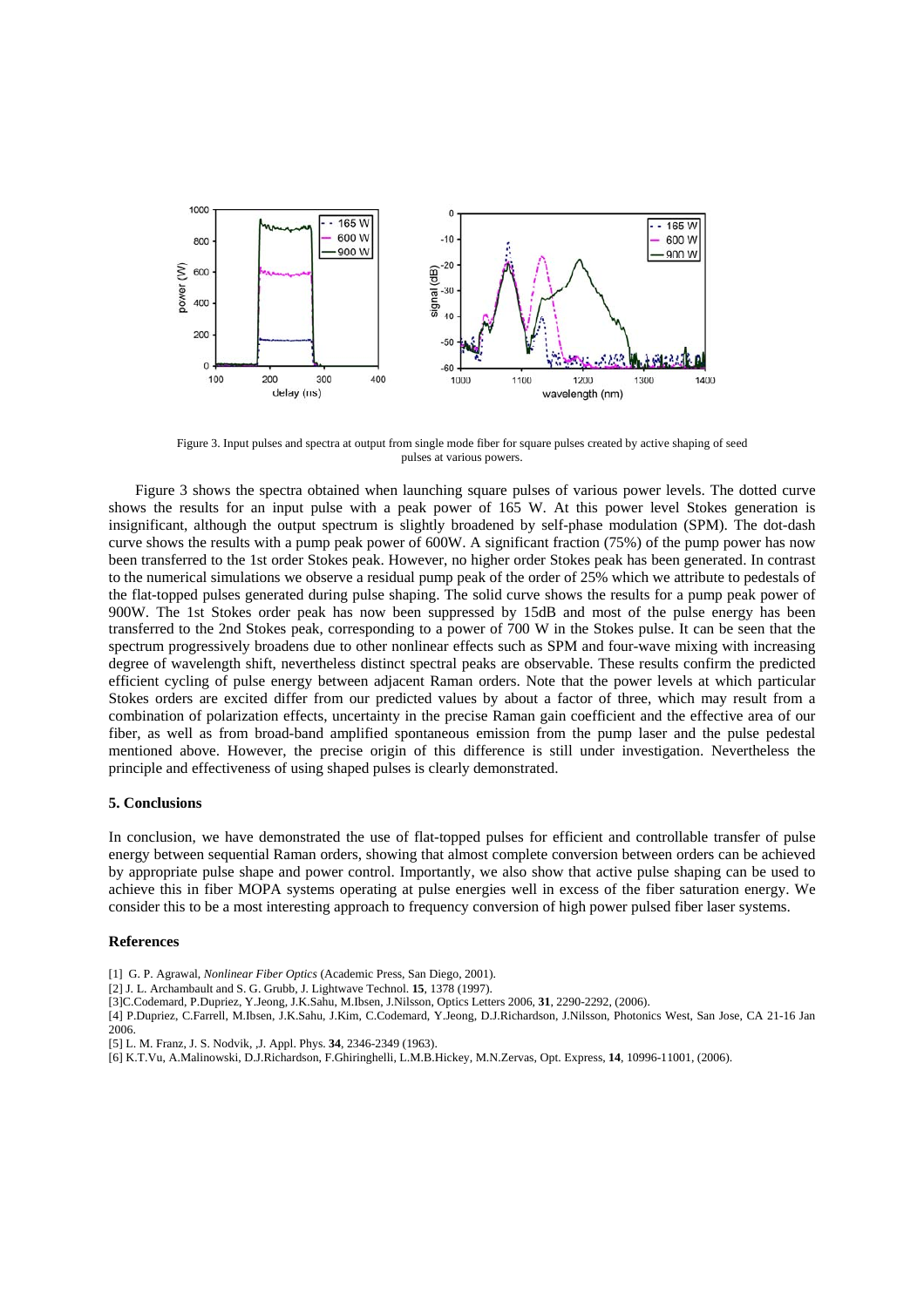1000
800
600
400
200
0
power (W)
100 200 300 400
delay (ns)
165 W
600 W
900 W

0
-10
-20
-30
-40
-50
-60
signal (dB)
1000 1100 1200 1300 1400
wavelength (nm)
165 W
600 W
900 W

Figure 3. Input pulses and spectra at output from single mode fiber for square pulses created by active shaping of seed pulses at various powers.

Figure 3 shows the spectra obtained when launching square pulses of various power levels. The dotted curve shows the results for an input pulse with a peak power of 165 W. At this power level Stokes generation is insignificant, although the output spectrum is slightly broadened by self-phase modulation (SPM). The dot-dash curve shows the results with a pump peak power of 600W. A significant fraction (75%) of the pump power has now been transferred to the 1st order Stokes peak. However, no higher order Stokes peak has been generated. In contrast to the numerical simulations we observe a residual pump peak of the order of 25% which we attribute to pedestals of the flat-topped pulses generated during pulse shaping. The solid curve shows the results for a pump peak power of 900W. The 1st Stokes order peak has now been suppressed by 15dB and most of the pulse energy has been transferred to the 2nd Stokes peak, corresponding to a power of 700 W in the Stokes pulse. It can be seen that the spectrum progressively broadens due to other nonlinear effects such as SPM and four-wave mixing with increasing degree of wavelength shift, nevertheless distinct spectral peaks are observable. These results confirm the predicted efficient cycling of pulse energy between adjacent Raman orders. Note that the power levels at which particular Stokes orders are excited differ from our predicted values by about a factor of three, which may result from a combination of polarization effects, uncertainty in the precise Raman gain coefficient and the effective area of our fiber, as well as from broad-band amplified spontaneous emission from the pump laser and the pulse pedestal mentioned above. However, the precise origin of this difference is still under investigation. Nevertheless the principle and effectiveness of using shaped pulses is clearly demonstrated.

### 5. Conclusions

In conclusion, we have demonstrated the use of flat-topped pulses for efficient and controllable transfer of pulse energy between sequential Raman orders, showing that almost complete conversion between orders can be achieved by appropriate pulse shape and power control. Importantly, we also show that active pulse shaping can be used to achieve this in fiber MOPA systems operating at pulse energies well in excess of the fiber saturation energy. We consider this to be a most interesting approach to frequency conversion of high power pulsed fiber laser systems.

### References

[1] G. P. Agrawal, *Nonlinear Fiber Optics* (Academic Press, San Diego, 2001).

[2] J. L. Archambault and S. G. Grubb, J. Lightwave Technol. **15**, 1378 (1997).

[3]C.Codemard, P.Dupriez, Y.Jeong, J.K.Sahu, M.Ibsen, J.Nilsson, Optics Letters 2006, **31**, 2290-2292, (2006).

[4] P.Dupriez, C.Farrell, M.Ibsen, J.K.Sahu, J.Kim, C.Codemard, Y.Jeong, D.J.Richardson, J.Nilsson, Photonics West, San Jose, CA 21-16 Jan 2006.

[5] L. M. Franz, J. S. Nodvik, ,J. Appl. Phys. **34**, 2346-2349 (1963).

[6] K.T.Vu, A.Malinowski, D.J.Richardson, F.Ghiringhelli, L.M.B.Hickey, M.N.Zervas, Opt. Express, **14**, 10996-11001, (2006).